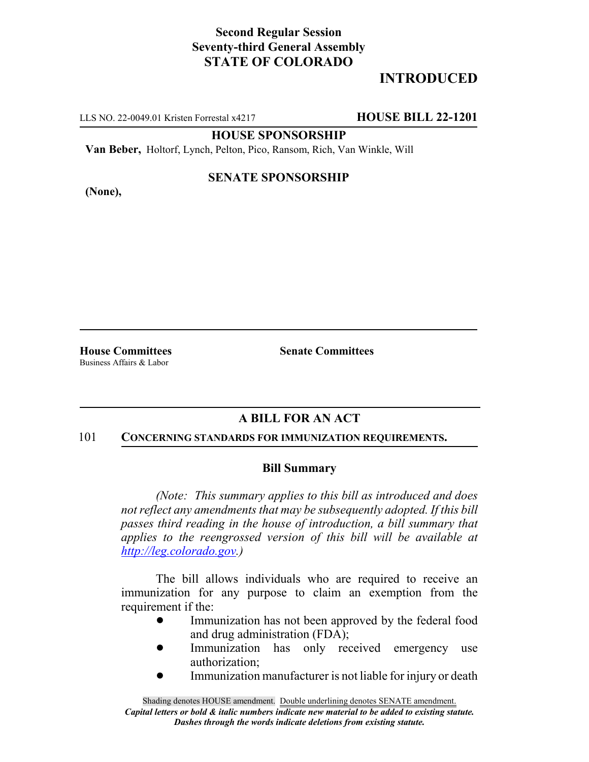**Second Regular Session**
**Seventy-third General Assembly**
**STATE OF COLORADO**

## INTRODUCTED

LLS NO. 22-0049.01 Kristen Forrestal x4217 **HOUSE BILL 22-1201**

**HOUSE SPONSORSHIP**

**Van Beber,** Holtorf, Lynch, Pelton, Pico, Ransom, Rich, Van Winkle, Will

**SENATE SPONSORSHIP**

**(None),**

**House Committees**
Business Affairs & Labor

**Senate Committees**

### A BILL FOR AN ACT

101 **CONCERNING STANDARDS FOR IMMUNIZATION REQUIREMENTS.**

### Bill Summary

*(Note: This summary applies to this bill as introduced and does not reflect any amendments that may be subsequently adopted. If this bill passes third reading in the house of introduction, a bill summary that applies to the reengrossed version of this bill will be available at http://leg.colorado.gov.)*

The bill allows individuals who are required to receive an immunization for any purpose to claim an exemption from the requirement if the:

- Immunization has not been approved by the federal food and drug administration (FDA);
- Immunization has only received emergency use authorization;
- Immunization manufacturer is not liable for injury or death

Shading denotes HOUSE amendment. Double underlining denotes SENATE amendment.
*Capital letters or bold & italic numbers indicate new material to be added to existing statute.*
*Dashes through the words indicate deletions from existing statute.*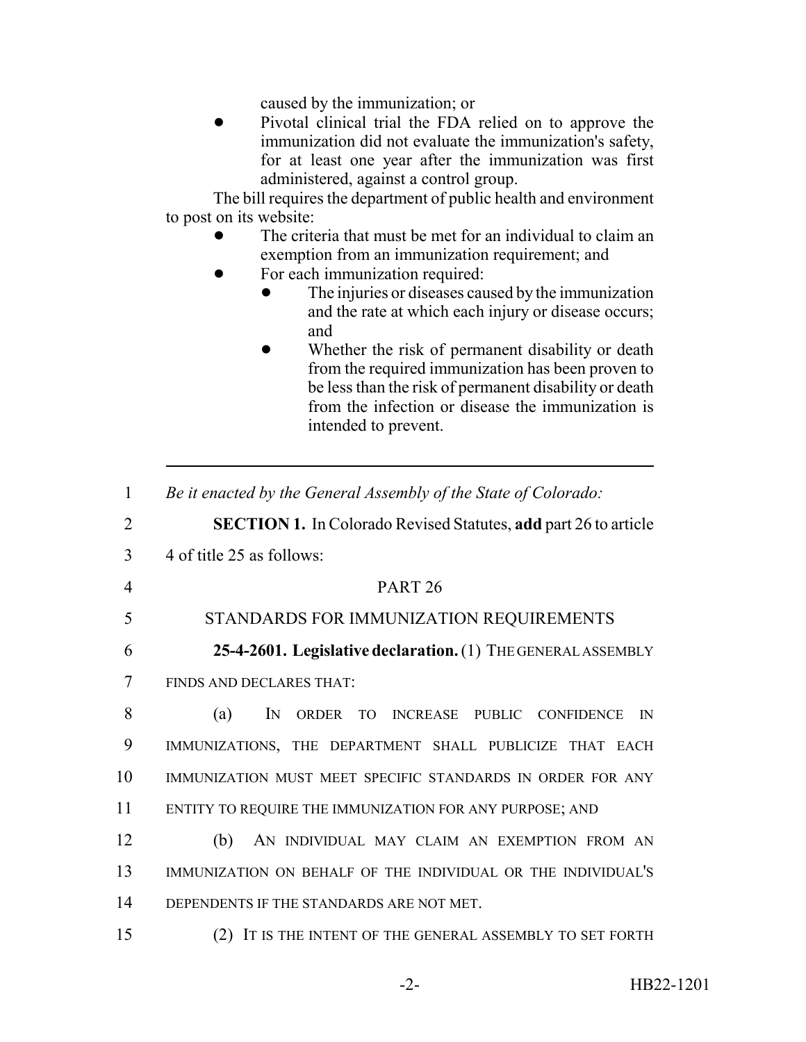caused by the immunization; or

- Pivotal clinical trial the FDA relied on to approve the immunization did not evaluate the immunization's safety, for at least one year after the immunization was first administered, against a control group.

The bill requires the department of public health and environment to post on its website:

- The criteria that must be met for an individual to claim an exemption from an immunization requirement; and
- For each immunization required:
  - The injuries or diseases caused by the immunization and the rate at which each injury or disease occurs; and
  - Whether the risk of permanent disability or death from the required immunization has been proven to be less than the risk of permanent disability or death from the infection or disease the immunization is intended to prevent.

---

1 *Be it enacted by the General Assembly of the State of Colorado:*

2 **SECTION 1.** In Colorado Revised Statutes, **add** part 26 to article
3 4 of title 25 as follows:

4 PART 26

5 STANDARDS FOR IMMUNIZATION REQUIREMENTS

6 **25-4-2601. Legislative declaration.** (1) THE GENERAL ASSEMBLY
7 FINDS AND DECLARES THAT:

8 (a) IN ORDER TO INCREASE PUBLIC CONFIDENCE IN
9 IMMUNIZATIONS, THE DEPARTMENT SHALL PUBLICIZE THAT EACH
10 IMMUNIZATION MUST MEET SPECIFIC STANDARDS IN ORDER FOR ANY
11 ENTITY TO REQUIRE THE IMMUNIZATION FOR ANY PURPOSE; AND

12 (b) AN INDIVIDUAL MAY CLAIM AN EXEMPTION FROM AN
13 IMMUNIZATION ON BEHALF OF THE INDIVIDUAL OR THE INDIVIDUAL'S
14 DEPENDENTS IF THE STANDARDS ARE NOT MET.

15 (2) IT IS THE INTENT OF THE GENERAL ASSEMBLY TO SET FORTH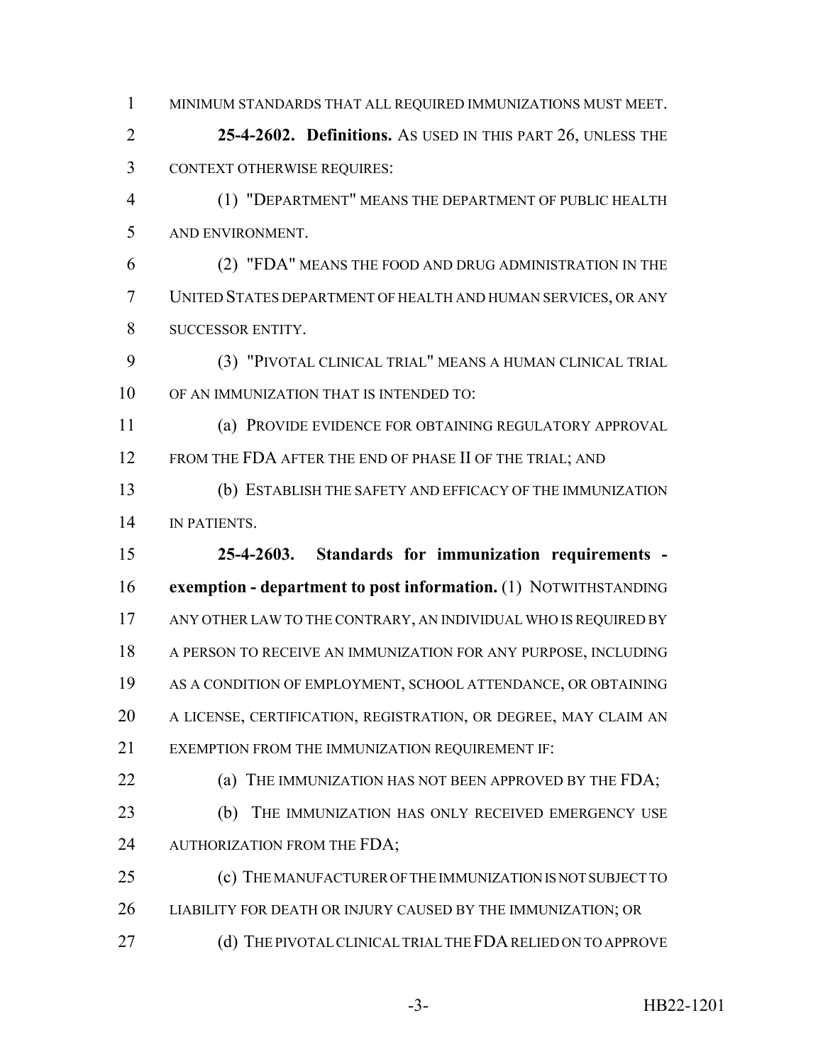MINIMUM STANDARDS THAT ALL REQUIRED IMMUNIZATIONS MUST MEET.

**25-4-2602. Definitions.** AS USED IN THIS PART 26, UNLESS THE CONTEXT OTHERWISE REQUIRES:

(1) "DEPARTMENT" MEANS THE DEPARTMENT OF PUBLIC HEALTH AND ENVIRONMENT.

(2) "FDA" MEANS THE FOOD AND DRUG ADMINISTRATION IN THE UNITED STATES DEPARTMENT OF HEALTH AND HUMAN SERVICES, OR ANY SUCCESSOR ENTITY.

(3) "PIVOTAL CLINICAL TRIAL" MEANS A HUMAN CLINICAL TRIAL OF AN IMMUNIZATION THAT IS INTENDED TO:

(a) PROVIDE EVIDENCE FOR OBTAINING REGULATORY APPROVAL FROM THE FDA AFTER THE END OF PHASE II OF THE TRIAL; AND

(b) ESTABLISH THE SAFETY AND EFFICACY OF THE IMMUNIZATION IN PATIENTS.

**25-4-2603. Standards for immunization requirements - exemption - department to post information.** (1) NOTWITHSTANDING ANY OTHER LAW TO THE CONTRARY, AN INDIVIDUAL WHO IS REQUIRED BY A PERSON TO RECEIVE AN IMMUNIZATION FOR ANY PURPOSE, INCLUDING AS A CONDITION OF EMPLOYMENT, SCHOOL ATTENDANCE, OR OBTAINING A LICENSE, CERTIFICATION, REGISTRATION, OR DEGREE, MAY CLAIM AN EXEMPTION FROM THE IMMUNIZATION REQUIREMENT IF:

(a) THE IMMUNIZATION HAS NOT BEEN APPROVED BY THE FDA;

(b) THE IMMUNIZATION HAS ONLY RECEIVED EMERGENCY USE AUTHORIZATION FROM THE FDA;

(c) THE MANUFACTURER OF THE IMMUNIZATION IS NOT SUBJECT TO LIABILITY FOR DEATH OR INJURY CAUSED BY THE IMMUNIZATION; OR

(d) THE PIVOTAL CLINICAL TRIAL THE FDA RELIED ON TO APPROVE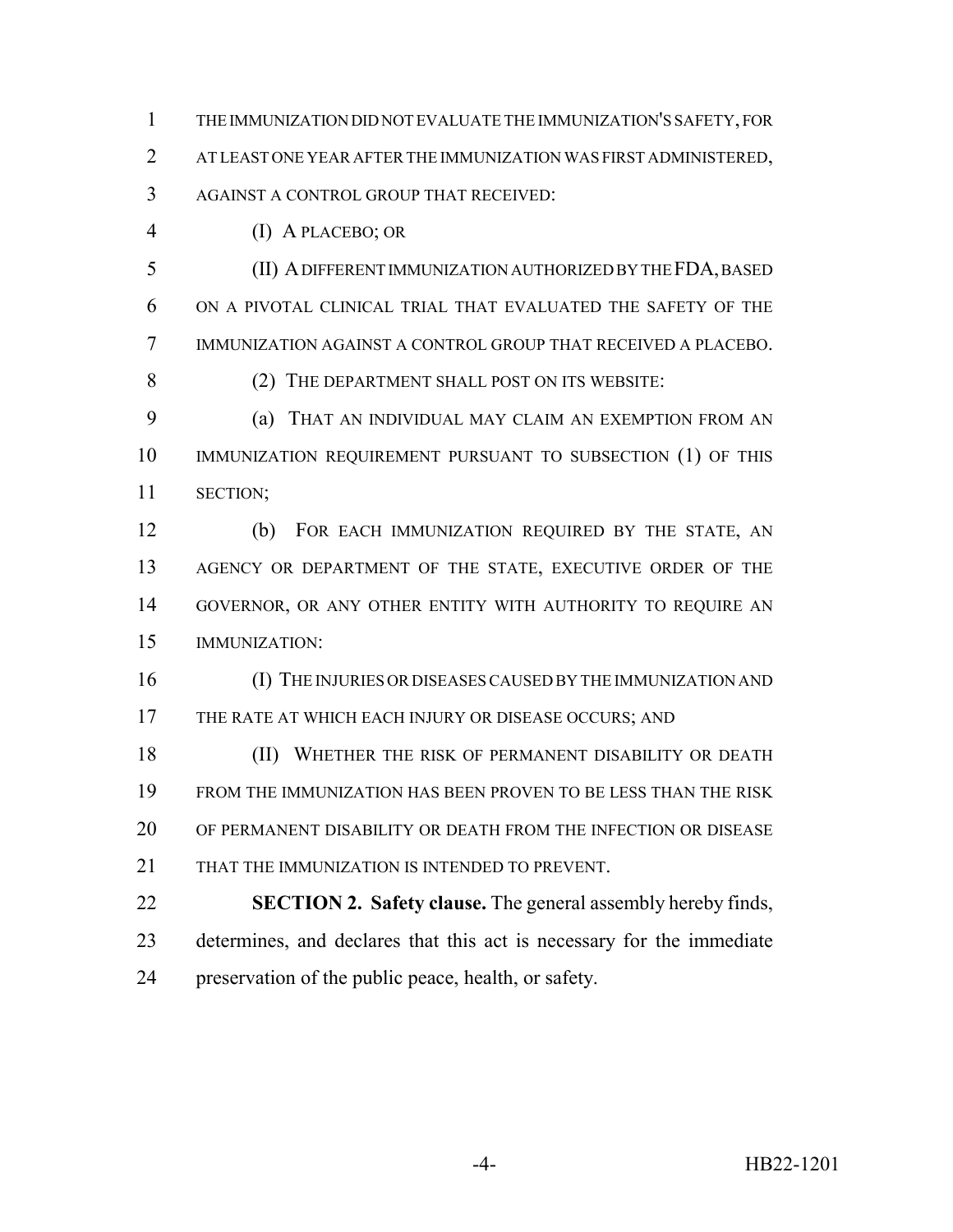THE IMMUNIZATION DID NOT EVALUATE THE IMMUNIZATION'S SAFETY, FOR AT LEAST ONE YEAR AFTER THE IMMUNIZATION WAS FIRST ADMINISTERED, AGAINST A CONTROL GROUP THAT RECEIVED:

(I) A PLACEBO; OR

(II) A DIFFERENT IMMUNIZATION AUTHORIZED BY THE FDA, BASED ON A PIVOTAL CLINICAL TRIAL THAT EVALUATED THE SAFETY OF THE IMMUNIZATION AGAINST A CONTROL GROUP THAT RECEIVED A PLACEBO.

(2) THE DEPARTMENT SHALL POST ON ITS WEBSITE:

(a) THAT AN INDIVIDUAL MAY CLAIM AN EXEMPTION FROM AN IMMUNIZATION REQUIREMENT PURSUANT TO SUBSECTION (1) OF THIS SECTION;

(b) FOR EACH IMMUNIZATION REQUIRED BY THE STATE, AN AGENCY OR DEPARTMENT OF THE STATE, EXECUTIVE ORDER OF THE GOVERNOR, OR ANY OTHER ENTITY WITH AUTHORITY TO REQUIRE AN IMMUNIZATION:

(I) THE INJURIES OR DISEASES CAUSED BY THE IMMUNIZATION AND THE RATE AT WHICH EACH INJURY OR DISEASE OCCURS; AND

(II) WHETHER THE RISK OF PERMANENT DISABILITY OR DEATH FROM THE IMMUNIZATION HAS BEEN PROVEN TO BE LESS THAN THE RISK OF PERMANENT DISABILITY OR DEATH FROM THE INFECTION OR DISEASE THAT THE IMMUNIZATION IS INTENDED TO PREVENT.

**SECTION 2. Safety clause.** The general assembly hereby finds, determines, and declares that this act is necessary for the immediate preservation of the public peace, health, or safety.